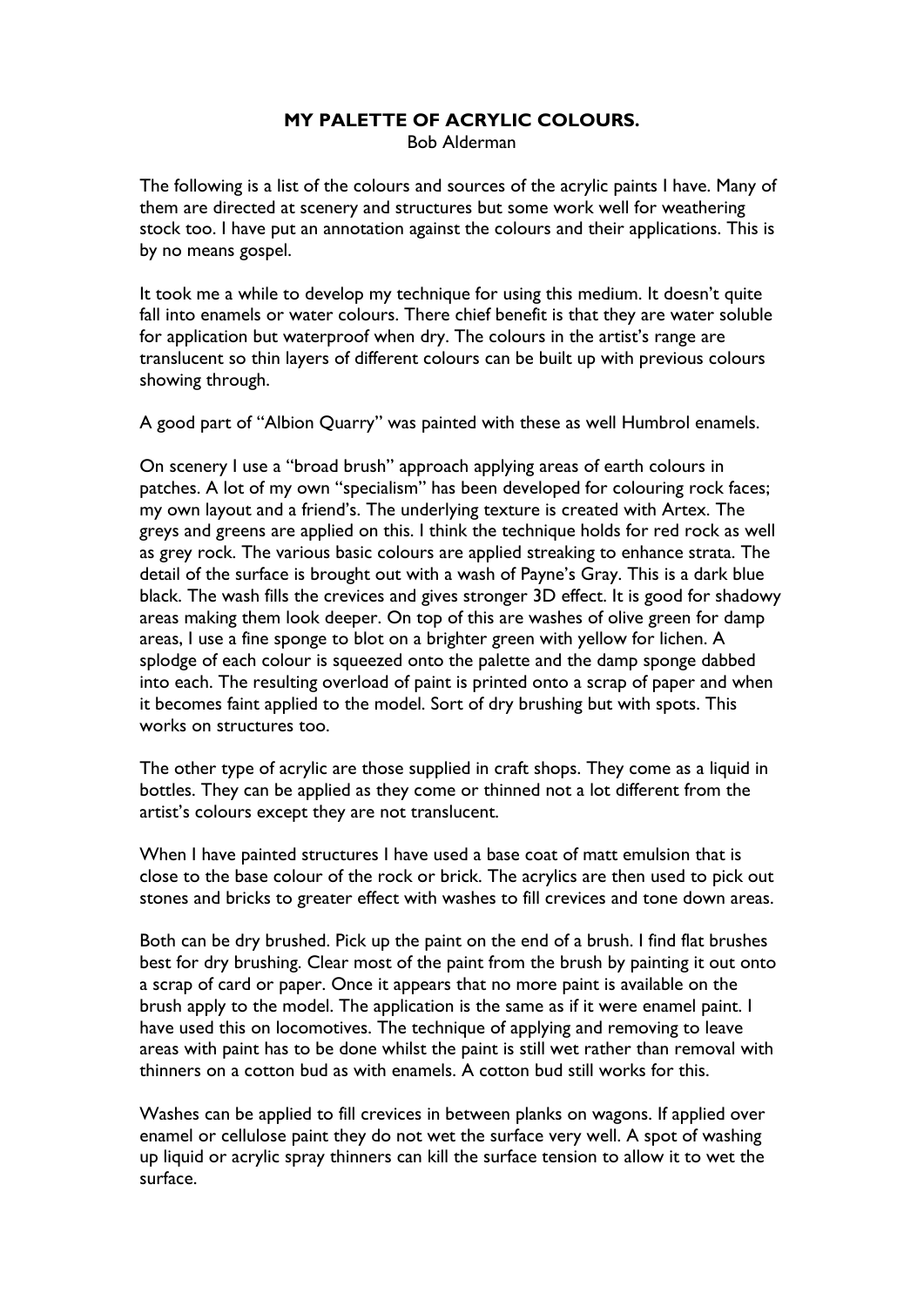# MY PALETTE OF ACRYLIC COLOURS.

Bob Alderman

The following is a list of the colours and sources of the acrylic paints I have. Many of them are directed at scenery and structures but some work well for weathering stock too. I have put an annotation against the colours and their applications. This is by no means gospel.

It took me a while to develop my technique for using this medium. It doesn't quite fall into enamels or water colours. There chief benefit is that they are water soluble for application but waterproof when dry. The colours in the artist's range are translucent so thin layers of different colours can be built up with previous colours showing through.

A good part of "Albion Quarry" was painted with these as well Humbrol enamels.

On scenery I use a "broad brush" approach applying areas of earth colours in patches. A lot of my own "specialism" has been developed for colouring rock faces; my own layout and a friend's. The underlying texture is created with Artex. The greys and greens are applied on this. I think the technique holds for red rock as well as grey rock. The various basic colours are applied streaking to enhance strata. The detail of the surface is brought out with a wash of Payne's Gray. This is a dark blue black. The wash fills the crevices and gives stronger 3D effect. It is good for shadowy areas making them look deeper. On top of this are washes of olive green for damp areas, I use a fine sponge to blot on a brighter green with yellow for lichen. A splodge of each colour is squeezed onto the palette and the damp sponge dabbed into each. The resulting overload of paint is printed onto a scrap of paper and when it becomes faint applied to the model. Sort of dry brushing but with spots. This works on structures too.

The other type of acrylic are those supplied in craft shops. They come as a liquid in bottles. They can be applied as they come or thinned not a lot different from the artist's colours except they are not translucent.

When I have painted structures I have used a base coat of matt emulsion that is close to the base colour of the rock or brick. The acrylics are then used to pick out stones and bricks to greater effect with washes to fill crevices and tone down areas.

Both can be dry brushed. Pick up the paint on the end of a brush. I find flat brushes best for dry brushing. Clear most of the paint from the brush by painting it out onto a scrap of card or paper. Once it appears that no more paint is available on the brush apply to the model. The application is the same as if it were enamel paint. I have used this on locomotives. The technique of applying and removing to leave areas with paint has to be done whilst the paint is still wet rather than removal with thinners on a cotton bud as with enamels. A cotton bud still works for this.

Washes can be applied to fill crevices in between planks on wagons. If applied over enamel or cellulose paint they do not wet the surface very well. A spot of washing up liquid or acrylic spray thinners can kill the surface tension to allow it to wet the surface.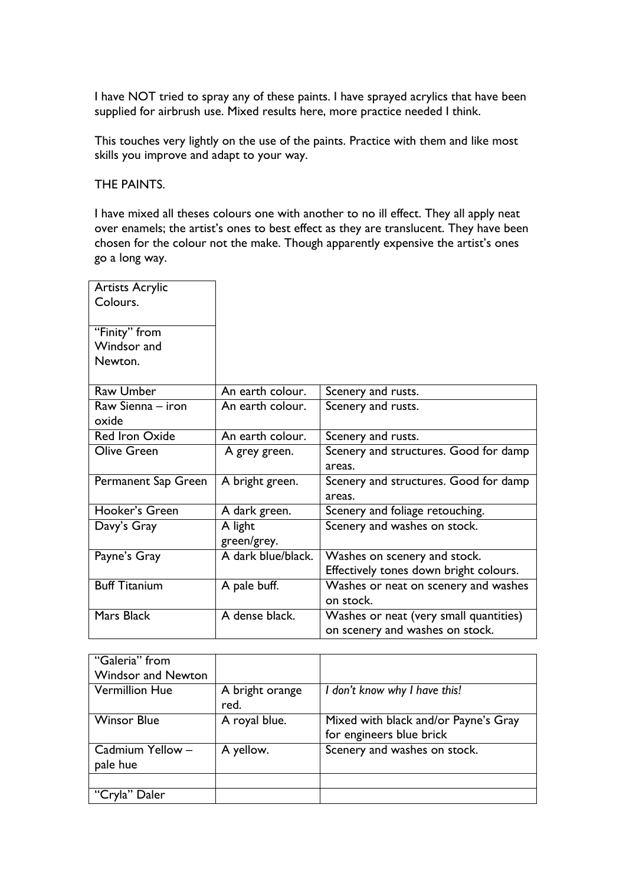I have NOT tried to spray any of these paints. I have sprayed acrylics that have been supplied for airbrush use. Mixed results here, more practice needed I think.

This touches very lightly on the use of the paints. Practice with them and like most skills you improve and adapt to your way.

THE PAINTS.

I have mixed all theses colours one with another to no ill effect. They all apply neat over enamels; the artist's ones to best effect as they are translucent. They have been chosen for the colour not the make. Though apparently expensive the artist's ones go a long way.

| Artists Acrylic Colours. | | |
|---|---|---|
| "Finity" from Windsor and Newton. | | |
| Raw Umber | An earth colour. | Scenery and rusts. |
| Raw Sienna – iron oxide | An earth colour. | Scenery and rusts. |
| Red Iron Oxide | An earth colour. | Scenery and rusts. |
| Olive Green | A grey green. | Scenery and structures. Good for damp areas. |
| Permanent Sap Green | A bright green. | Scenery and structures. Good for damp areas. |
| Hooker's Green | A dark green. | Scenery and foliage retouching. |
| Davy's Gray | A light green/grey. | Scenery and washes on stock. |
| Payne's Gray | A dark blue/black. | Washes on scenery and stock. Effectively tones down bright colours. |
| Buff Titanium | A pale buff. | Washes or neat on scenery and washes on stock. |
| Mars Black | A dense black. | Washes or neat (very small quantities) on scenery and washes on stock. |

| "Galeria" from Windsor and Newton | | |
|---|---|---|
| Vermillion Hue | A bright orange red. | *I don't know why I have this!* |
| Winsor Blue | A royal blue. | Mixed with black and/or Payne's Gray for engineers blue brick |
| Cadmium Yellow – pale hue | A yellow. | Scenery and washes on stock. |
| | | |
| "Cryla" Daler | | |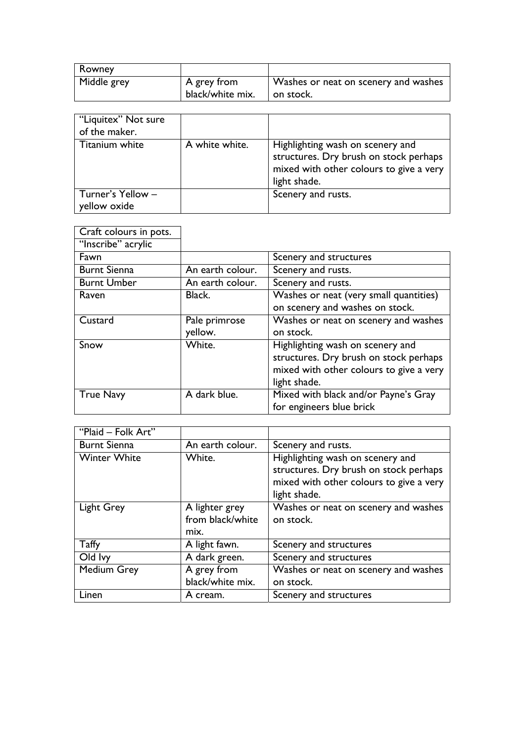| | | |
|---|---|---|
| Rowney | | |
| Middle grey | A grey from black/white mix. | Washes or neat on scenery and washes on stock. |

| | | |
|---|---|---|
| "Liquitex" Not sure of the maker. | | |
| Titanium white | A white white. | Highlighting wash on scenery and structures. Dry brush on stock perhaps mixed with other colours to give a very light shade. |
| Turner's Yellow – yellow oxide | | Scenery and rusts. |

| | | |
|---|---|---|
| Craft colours in pots. | | |
| "Inscribe" acrylic | | |
| Fawn | | Scenery and structures |
| Burnt Sienna | An earth colour. | Scenery and rusts. |
| Burnt Umber | An earth colour. | Scenery and rusts. |
| Raven | Black. | Washes or neat (very small quantities) on scenery and washes on stock. |
| Custard | Pale primrose yellow. | Washes or neat on scenery and washes on stock. |
| Snow | White. | Highlighting wash on scenery and structures. Dry brush on stock perhaps mixed with other colours to give a very light shade. |
| True Navy | A dark blue. | Mixed with black and/or Payne's Gray for engineers blue brick |

| | | |
|---|---|---|
| "Plaid – Folk Art" | | |
| Burnt Sienna | An earth colour. | Scenery and rusts. |
| Winter White | White. | Highlighting wash on scenery and structures. Dry brush on stock perhaps mixed with other colours to give a very light shade. |
| Light Grey | A lighter grey from black/white mix. | Washes or neat on scenery and washes on stock. |
| Taffy | A light fawn. | Scenery and structures |
| Old Ivy | A dark green. | Scenery and structures |
| Medium Grey | A grey from black/white mix. | Washes or neat on scenery and washes on stock. |
| Linen | A cream. | Scenery and structures |